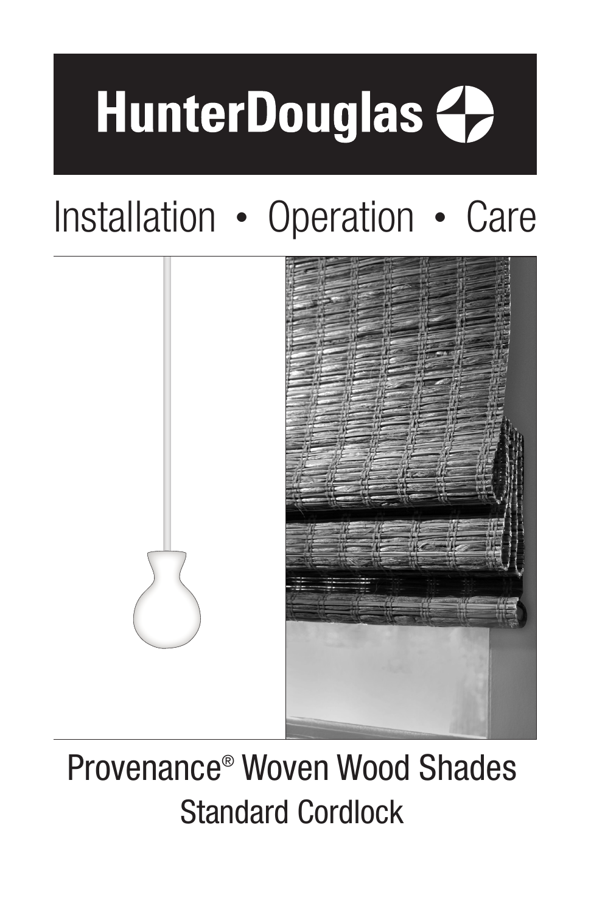# HunterDouglas

## Installation • Operation • Care

Provenance® Woven Wood Shades

Standard Cordlock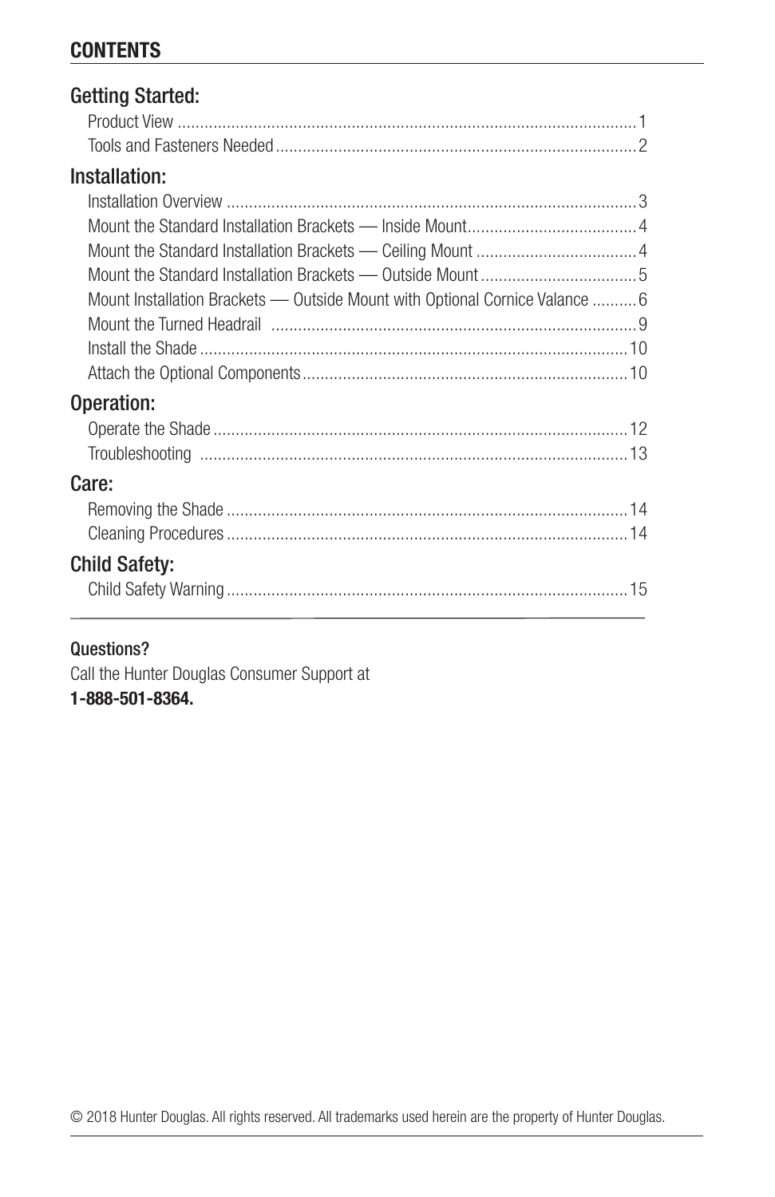## CONTENTS

### Getting Started:

Product View ........................................................................................................ 1
Tools and Fasteners Needed ................................................................................ 2

### Installation:

Installation Overview ............................................................................................ 3
Mount the Standard Installation Brackets — Inside Mount ...................................... 4
Mount the Standard Installation Brackets — Ceiling Mount .................................... 4
Mount the Standard Installation Brackets — Outside Mount ................................... 5
Mount Installation Brackets — Outside Mount with Optional Cornice Valance .......... 6
Mount the Turned Headrail .................................................................................. 9
Install the Shade ................................................................................................ 10
Attach the Optional Components ........................................................................ 10

### Operation:

Operate the Shade ............................................................................................. 12
Troubleshooting ................................................................................................ 13

### Care:

Removing the Shade ........................................................................................... 14
Cleaning Procedures .......................................................................................... 14

### Child Safety:

Child Safety Warning .......................................................................................... 15

---

Questions?
Call the Hunter Douglas Consumer Support at
**1-888-501-8364.**

© 2018 Hunter Douglas. All rights reserved. All trademarks used herein are the property of Hunter Douglas.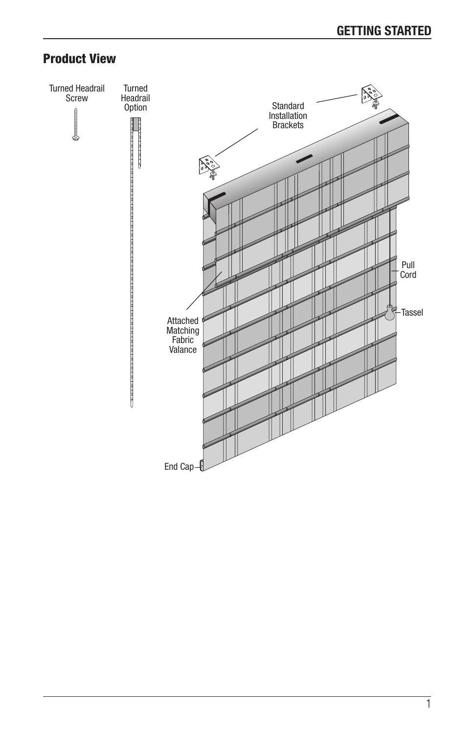## Product View

Turned Headrail Screw

Turned Headrail Option

Standard Installation Brackets

Pull Cord

Tassel

Attached Matching Fabric Valance

End Cap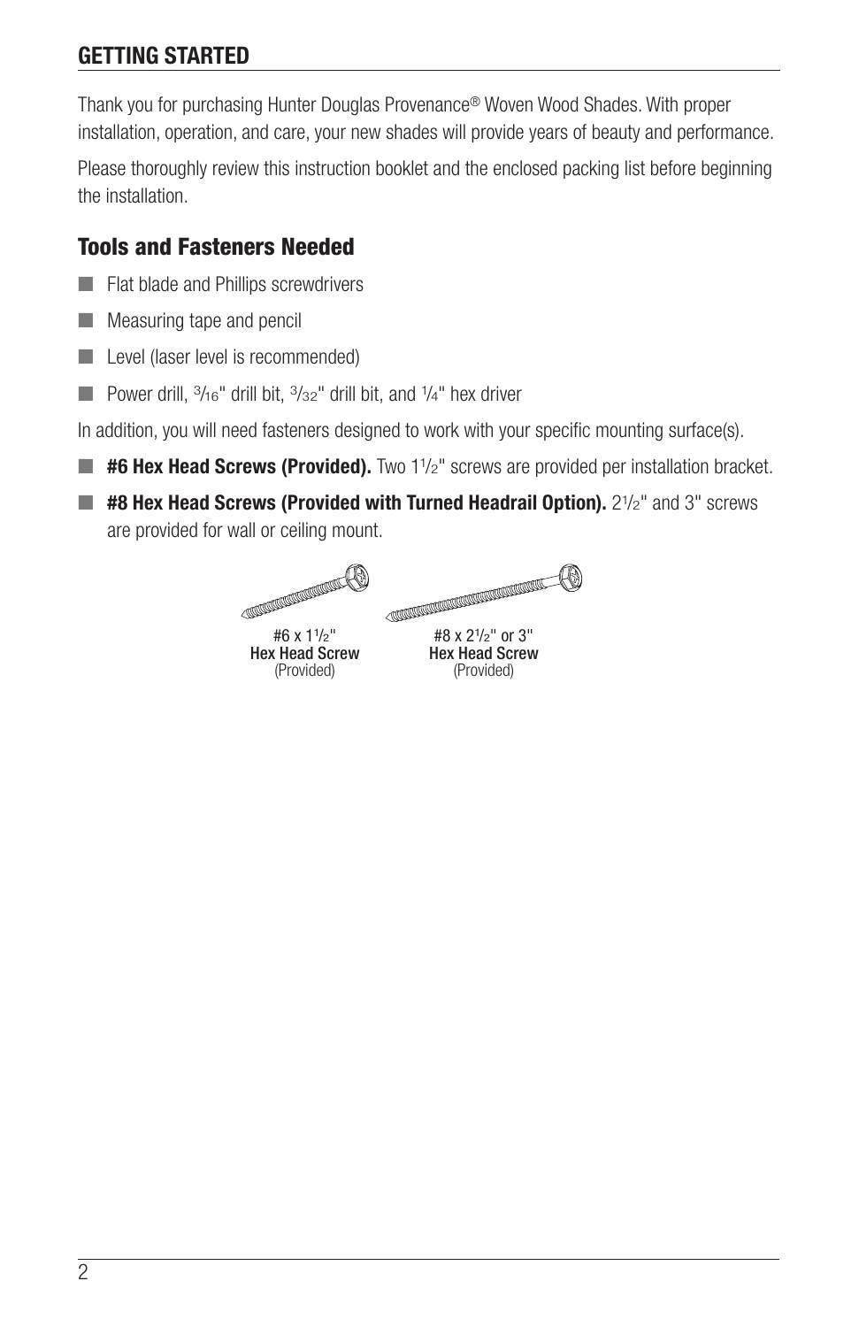## GETTING STARTED

Thank you for purchasing Hunter Douglas Provenance® Woven Wood Shades. With proper installation, operation, and care, your new shades will provide years of beauty and performance.

Please thoroughly review this instruction booklet and the enclosed packing list before beginning the installation.

### Tools and Fasteners Needed

- Flat blade and Phillips screwdrivers
- Measuring tape and pencil
- Level (laser level is recommended)
- Power drill, 3/16" drill bit, 3/32" drill bit, and 1/4" hex driver

In addition, you will need fasteners designed to work with your specific mounting surface(s).

- **#6 Hex Head Screws (Provided).** Two 1 1/2" screws are provided per installation bracket.
- **#8 Hex Head Screws (Provided with Turned Headrail Option).** 2 1/2" and 3" screws are provided for wall or ceiling mount.

#6 x 1 1/2"
**Hex Head Screw**
(Provided)

#8 x 2 1/2" or 3"
**Hex Head Screw**
(Provided)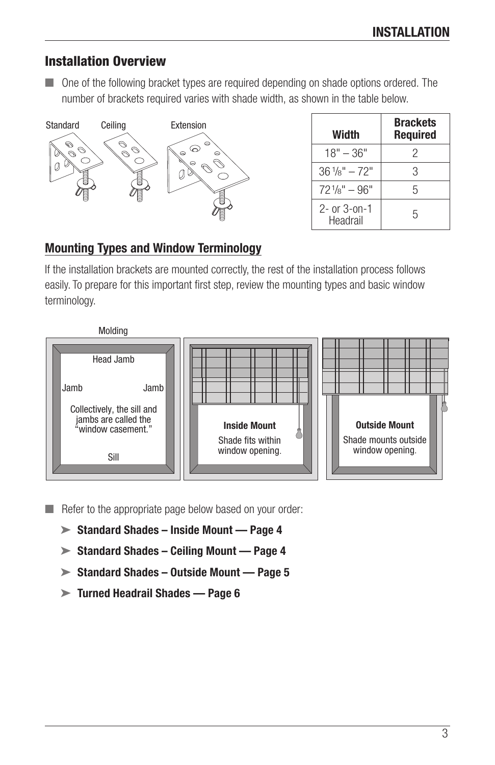## Installation Overview

- One of the following bracket types are required depending on shade options ordered. The number of brackets required varies with shade width, as shown in the table below.

Standard Ceiling Extension

| Width | Brackets Required |
|---|---|
| 18" – 36" | 2 |
| 36 1/8" – 72" | 3 |
| 72 1/8" – 96" | 5 |
| 2- or 3-on-1 Headrail | 5 |

### Mounting Types and Window Terminology

If the installation brackets are mounted correctly, the rest of the installation process follows easily. To prepare for this important first step, review the mounting types and basic window terminology.

Molding

Head Jamb

Jamb Jamb

Collectively, the sill and jambs are called the "window casement."

Sill

**Inside Mount**
Shade fits within window opening.

**Outside Mount**
Shade mounts outside window opening.

- Refer to the appropriate page below based on your order:
  - **Standard Shades – Inside Mount — Page 4**
  - **Standard Shades – Ceiling Mount — Page 4**
  - **Standard Shades – Outside Mount — Page 5**
  - **Turned Headrail Shades — Page 6**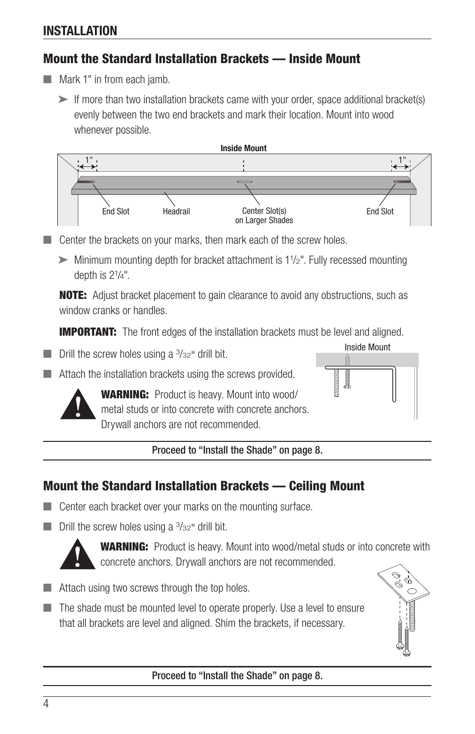## INSTALLATION

### Mount the Standard Installation Brackets — Inside Mount

- Mark 1" in from each jamb.
  - ➤ If more than two installation brackets came with your order, space additional bracket(s) evenly between the two end brackets and mark their location. Mount into wood whenever possible.

**Inside Mount**

1" | 1" | End Slot | Headrail | Center Slot(s) on Larger Shades | End Slot

- Center the brackets on your marks, then mark each of the screw holes.
  - ➤ Minimum mounting depth for bracket attachment is 1$^{1}/_{2}$". Fully recessed mounting depth is 2$^{1}/_{4}$".

  **NOTE:** Adjust bracket placement to gain clearance to avoid any obstructions, such as window cranks or handles.

  **IMPORTANT:** The front edges of the installation brackets must be level and aligned.

- Drill the screw holes using a $^{3}/_{32}$" drill bit.
- Attach the installation brackets using the screws provided.

Inside Mount

> **WARNING:** Product is heavy. Mount into wood/ metal studs or into concrete with concrete anchors. Drywall anchors are not recommended.

**Proceed to "Install the Shade" on page 8.**

### Mount the Standard Installation Brackets — Ceiling Mount

- Center each bracket over your marks on the mounting surface.
- Drill the screw holes using a $^{3}/_{32}$" drill bit.

> **WARNING:** Product is heavy. Mount into wood/metal studs or into concrete with concrete anchors. Drywall anchors are not recommended.

- Attach using two screws through the top holes.
- The shade must be mounted level to operate properly. Use a level to ensure that all brackets are level and aligned. Shim the brackets, if necessary.

**Proceed to "Install the Shade" on page 8.**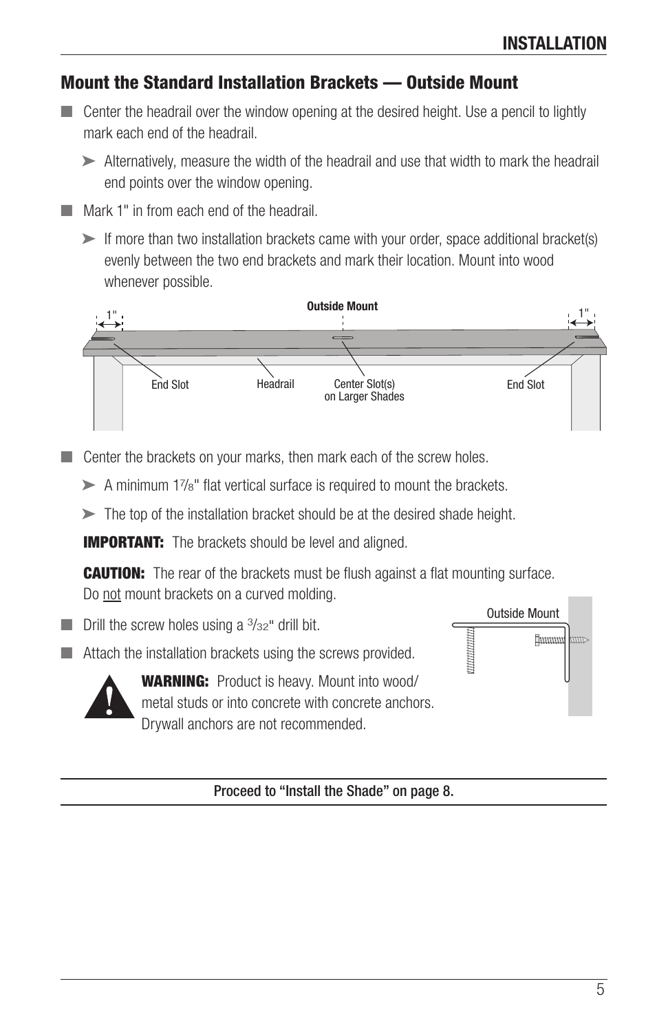## Mount the Standard Installation Brackets — Outside Mount

- Center the headrail over the window opening at the desired height. Use a pencil to lightly mark each end of the headrail.
  - ➤ Alternatively, measure the width of the headrail and use that width to mark the headrail end points over the window opening.
- Mark 1" in from each end of the headrail.
  - ➤ If more than two installation brackets came with your order, space additional bracket(s) evenly between the two end brackets and mark their location. Mount into wood whenever possible.

Outside Mount

1" | End Slot | Headrail | Center Slot(s) on Larger Shades | End Slot | 1"

- Center the brackets on your marks, then mark each of the screw holes.
  - ➤ A minimum 1⁷⁄₈" flat vertical surface is required to mount the brackets.
  - ➤ The top of the installation bracket should be at the desired shade height.

  **IMPORTANT:** The brackets should be level and aligned.

  **CAUTION:** The rear of the brackets must be flush against a flat mounting surface. Do not mount brackets on a curved molding.

- Drill the screw holes using a ³⁄₃₂" drill bit.
- Attach the installation brackets using the screws provided.

Outside Mount

**WARNING:** Product is heavy. Mount into wood/metal studs or into concrete with concrete anchors. Drywall anchors are not recommended.

Proceed to "Install the Shade" on page 8.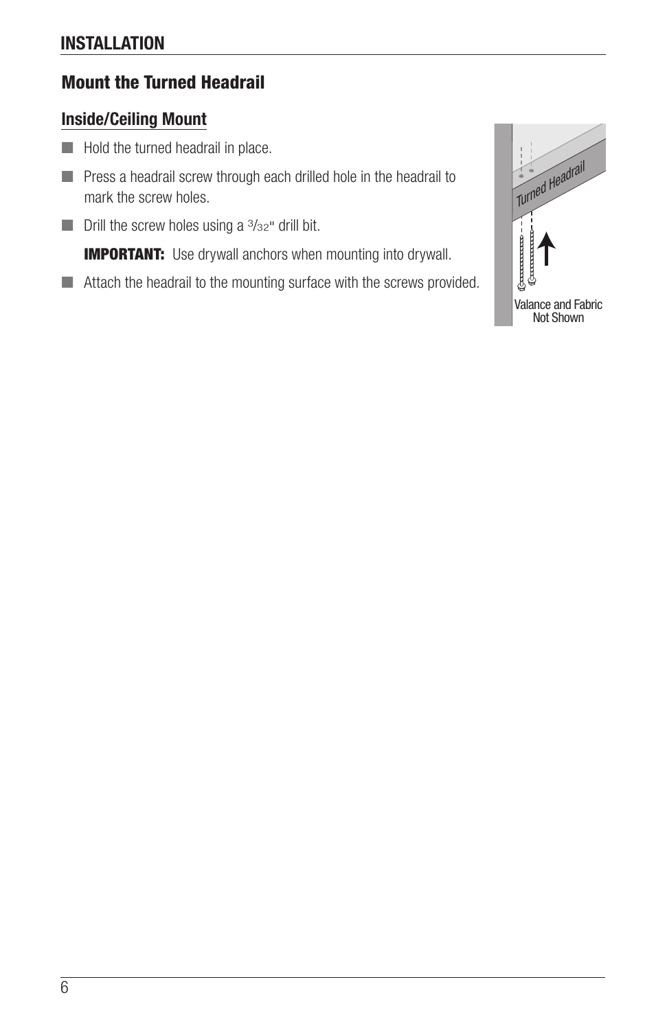## INSTALLATION

### Mount the Turned Headrail

#### Inside/Ceiling Mount

- Hold the turned headrail in place.
- Press a headrail screw through each drilled hole in the headrail to mark the screw holes.
- Drill the screw holes using a 3/32" drill bit.

  **IMPORTANT:** Use drywall anchors when mounting into drywall.

- Attach the headrail to the mounting surface with the screws provided.

Turned Headrail

Valance and Fabric Not Shown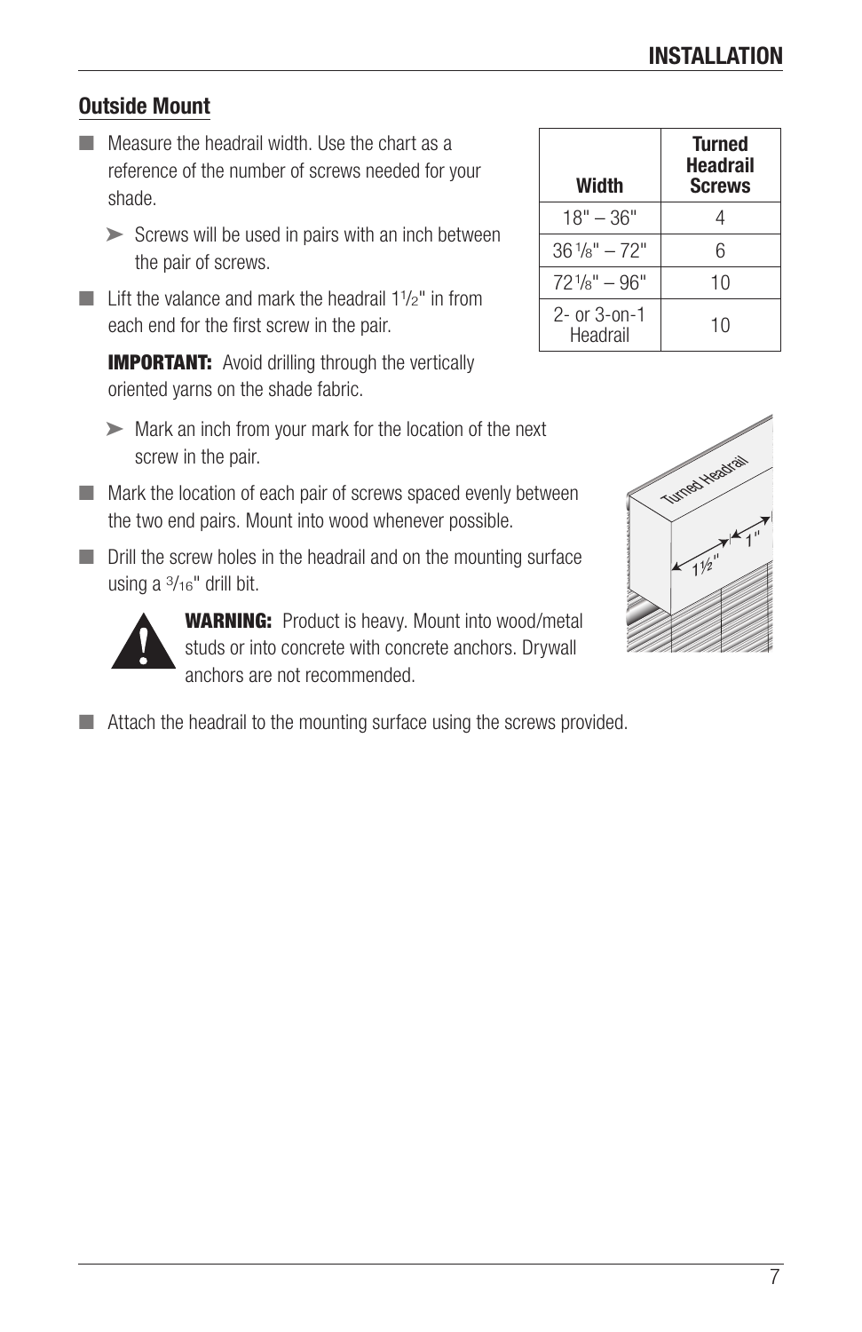## Outside Mount

- Measure the headrail width. Use the chart as a reference of the number of screws needed for your shade.
  - Screws will be used in pairs with an inch between the pair of screws.

| Width | Turned Headrail Screws |
|---|---|
| 18" – 36" | 4 |
| 36 1/8" – 72" | 6 |
| 72 1/8" – 96" | 10 |
| 2- or 3-on-1 Headrail | 10 |

- Lift the valance and mark the headrail 1 1/2" in from each end for the first screw in the pair.

  **IMPORTANT:** Avoid drilling through the vertically oriented yarns on the shade fabric.

  - Mark an inch from your mark for the location of the next screw in the pair.
- Mark the location of each pair of screws spaced evenly between the two end pairs. Mount into wood whenever possible.
- Drill the screw holes in the headrail and on the mounting surface using a 3/16" drill bit.

  **WARNING:** Product is heavy. Mount into wood/metal studs or into concrete with concrete anchors. Drywall anchors are not recommended.

- Attach the headrail to the mounting surface using the screws provided.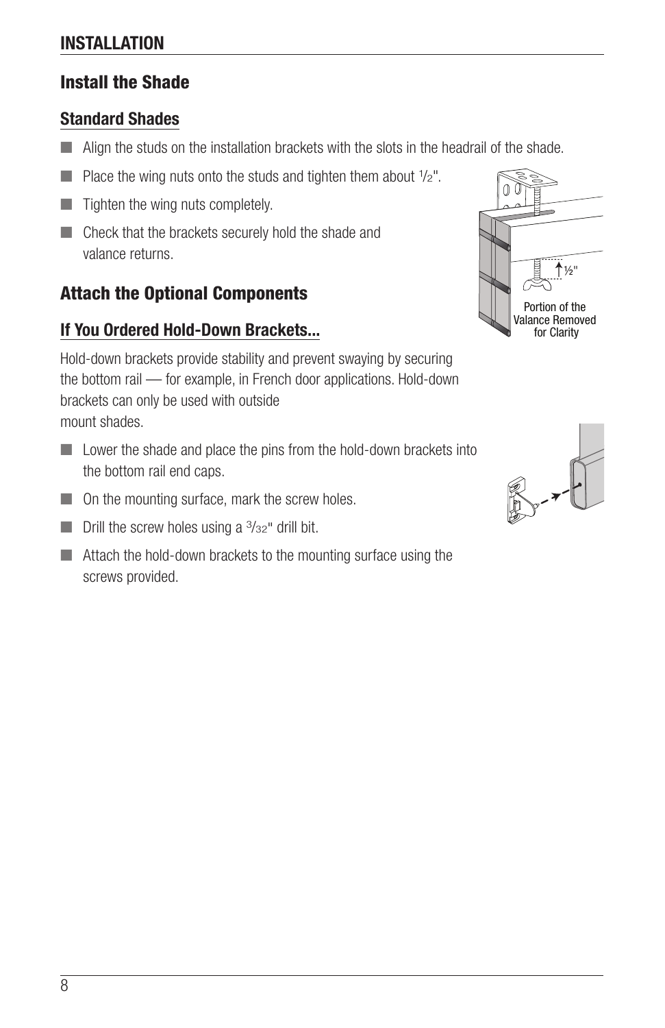## INSTALLATION

### Install the Shade

#### Standard Shades

- Align the studs on the installation brackets with the slots in the headrail of the shade.
- Place the wing nuts onto the studs and tighten them about 1/2".
- Tighten the wing nuts completely.
- Check that the brackets securely hold the shade and valance returns.

½"

Portion of the Valance Removed for Clarity

### Attach the Optional Components

#### If You Ordered Hold-Down Brackets...

Hold-down brackets provide stability and prevent swaying by securing the bottom rail — for example, in French door applications. Hold-down brackets can only be used with outside mount shades.

- Lower the shade and place the pins from the hold-down brackets into the bottom rail end caps.
- On the mounting surface, mark the screw holes.
- Drill the screw holes using a 3/32" drill bit.
- Attach the hold-down brackets to the mounting surface using the screws provided.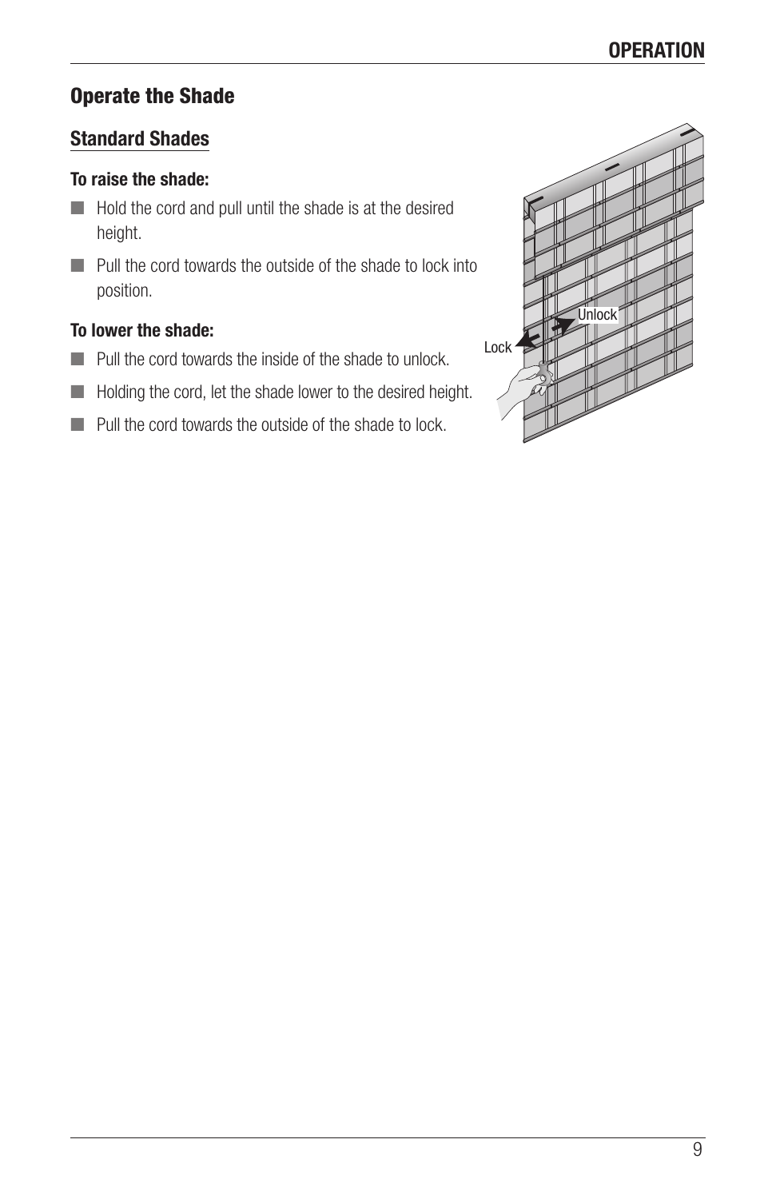## Operate the Shade

### Standard Shades

**To raise the shade:**

- Hold the cord and pull until the shade is at the desired height.
- Pull the cord towards the outside of the shade to lock into position.

**To lower the shade:**

- Pull the cord towards the inside of the shade to unlock.
- Holding the cord, let the shade lower to the desired height.
- Pull the cord towards the outside of the shade to lock.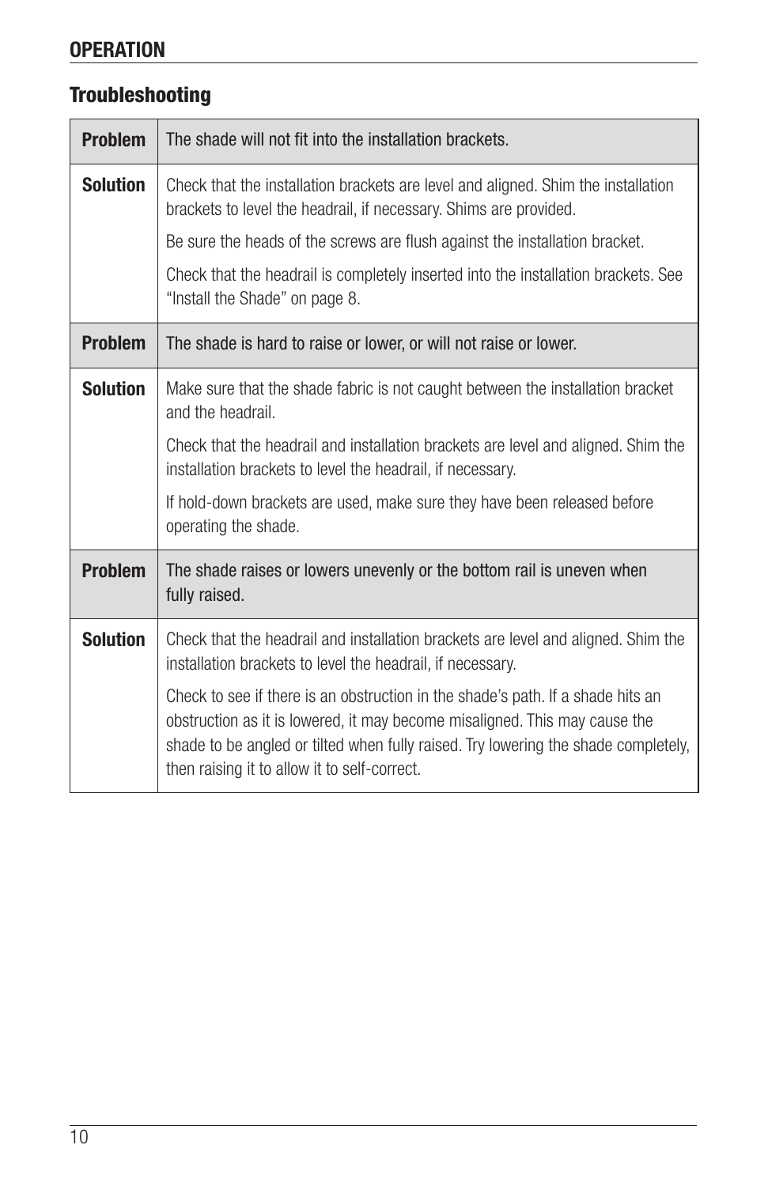## OPERATION

### Troubleshooting

| | |
|---|---|
| **Problem** | The shade will not fit into the installation brackets. |
| **Solution** | Check that the installation brackets are level and aligned. Shim the installation brackets to level the headrail, if necessary. Shims are provided.<br><br>Be sure the heads of the screws are flush against the installation bracket.<br><br>Check that the headrail is completely inserted into the installation brackets. See "Install the Shade" on page 8. |
| **Problem** | The shade is hard to raise or lower, or will not raise or lower. |
| **Solution** | Make sure that the shade fabric is not caught between the installation bracket and the headrail.<br><br>Check that the headrail and installation brackets are level and aligned. Shim the installation brackets to level the headrail, if necessary.<br><br>If hold-down brackets are used, make sure they have been released before operating the shade. |
| **Problem** | The shade raises or lowers unevenly or the bottom rail is uneven when fully raised. |
| **Solution** | Check that the headrail and installation brackets are level and aligned. Shim the installation brackets to level the headrail, if necessary.<br><br>Check to see if there is an obstruction in the shade's path. If a shade hits an obstruction as it is lowered, it may become misaligned. This may cause the shade to be angled or tilted when fully raised. Try lowering the shade completely, then raising it to allow it to self-correct. |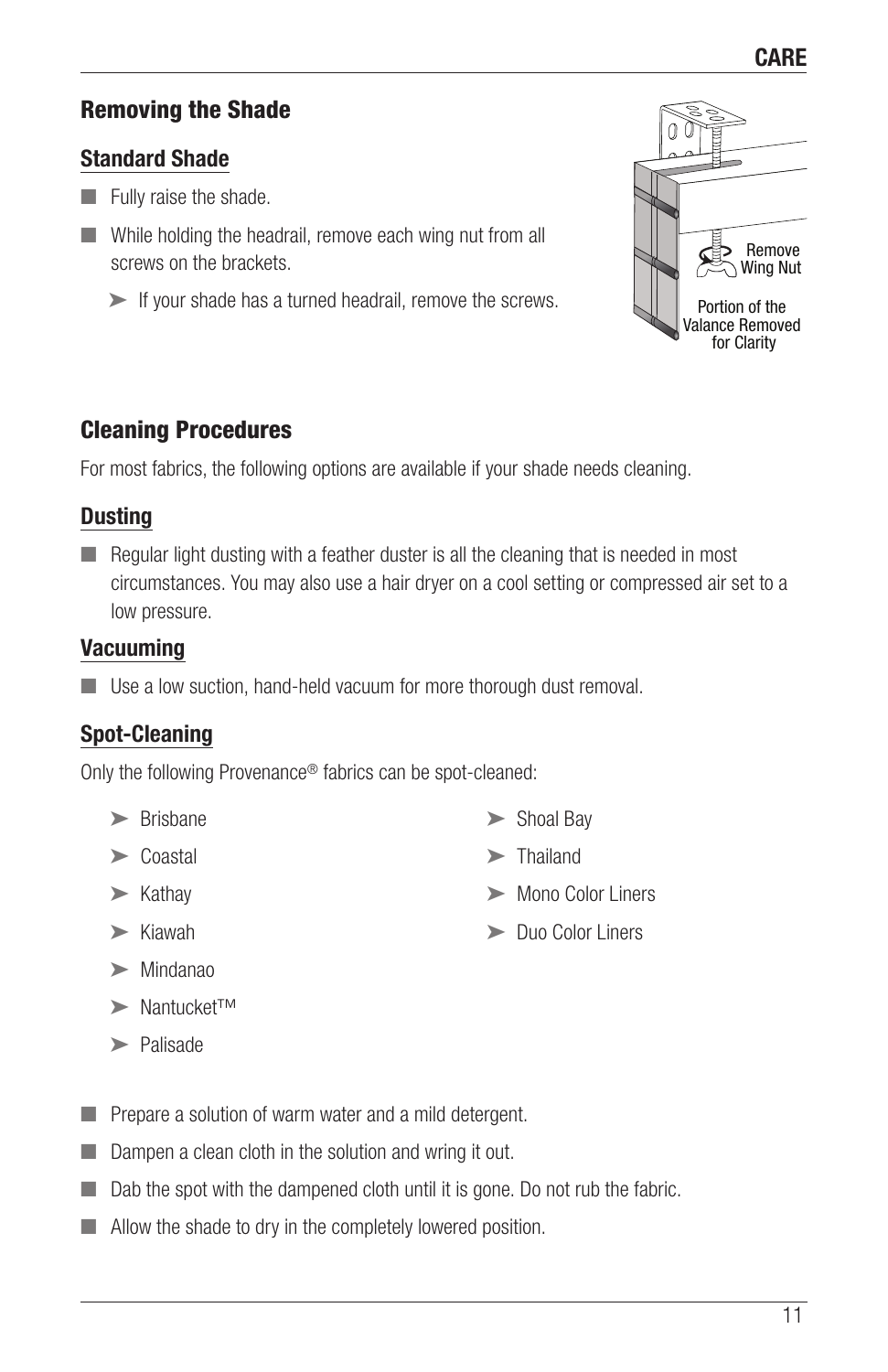## Removing the Shade

### Standard Shade

- Fully raise the shade.
- While holding the headrail, remove each wing nut from all screws on the brackets.
  - ➤ If your shade has a turned headrail, remove the screws.

Remove Wing Nut

Portion of the Valance Removed for Clarity

## Cleaning Procedures

For most fabrics, the following options are available if your shade needs cleaning.

### Dusting

- Regular light dusting with a feather duster is all the cleaning that is needed in most circumstances. You may also use a hair dryer on a cool setting or compressed air set to a low pressure.

### Vacuuming

- Use a low suction, hand-held vacuum for more thorough dust removal.

### Spot-Cleaning

Only the following Provenance® fabrics can be spot-cleaned:

- ➤ Brisbane
- ➤ Coastal
- ➤ Kathay
- ➤ Kiawah
- ➤ Mindanao
- ➤ Nantucket™
- ➤ Palisade
- ➤ Shoal Bay
- ➤ Thailand
- ➤ Mono Color Liners
- ➤ Duo Color Liners

- Prepare a solution of warm water and a mild detergent.
- Dampen a clean cloth in the solution and wring it out.
- Dab the spot with the dampened cloth until it is gone. Do not rub the fabric.
- Allow the shade to dry in the completely lowered position.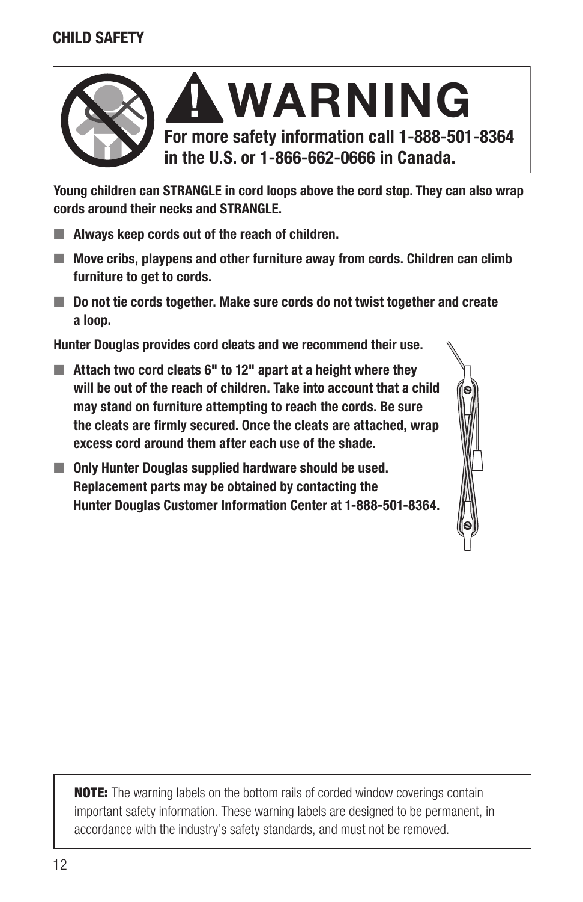## CHILD SAFETY

# ⚠WARNING

**For more safety information call 1-888-501-8364 in the U.S. or 1-866-662-0666 in Canada.**

**Young children can STRANGLE in cord loops above the cord stop. They can also wrap cords around their necks and STRANGLE.**

- **Always keep cords out of the reach of children.**
- **Move cribs, playpens and other furniture away from cords. Children can climb furniture to get to cords.**
- **Do not tie cords together. Make sure cords do not twist together and create a loop.**

**Hunter Douglas provides cord cleats and we recommend their use.**

- **Attach two cord cleats 6" to 12" apart at a height where they will be out of the reach of children. Take into account that a child may stand on furniture attempting to reach the cords. Be sure the cleats are firmly secured. Once the cleats are attached, wrap excess cord around them after each use of the shade.**
- **Only Hunter Douglas supplied hardware should be used. Replacement parts may be obtained by contacting the Hunter Douglas Customer Information Center at 1-888-501-8364.**

**NOTE:** The warning labels on the bottom rails of corded window coverings contain important safety information. These warning labels are designed to be permanent, in accordance with the industry's safety standards, and must not be removed.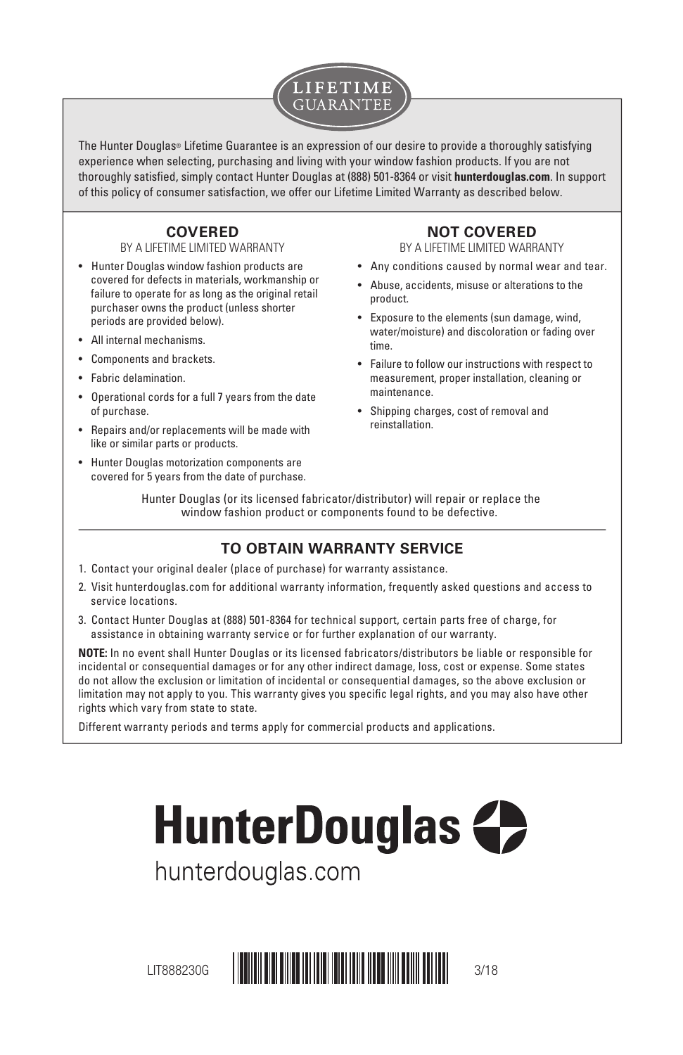# LIFETIME GUARANTEE

The Hunter Douglas® Lifetime Guarantee is an expression of our desire to provide a thoroughly satisfying experience when selecting, purchasing and living with your window fashion products. If you are not thoroughly satisfied, simply contact Hunter Douglas at (888) 501-8364 or visit **hunterdouglas.com**. In support of this policy of consumer satisfaction, we offer our Lifetime Limited Warranty as described below.

## COVERED

BY A LIFETIME LIMITED WARRANTY

- Hunter Douglas window fashion products are covered for defects in materials, workmanship or failure to operate for as long as the original retail purchaser owns the product (unless shorter periods are provided below).
- All internal mechanisms.
- Components and brackets.
- Fabric delamination.
- Operational cords for a full 7 years from the date of purchase.
- Repairs and/or replacements will be made with like or similar parts or products.
- Hunter Douglas motorization components are covered for 5 years from the date of purchase.

## NOT COVERED

BY A LIFETIME LIMITED WARRANTY

- Any conditions caused by normal wear and tear.
- Abuse, accidents, misuse or alterations to the product.
- Exposure to the elements (sun damage, wind, water/moisture) and discoloration or fading over time.
- Failure to follow our instructions with respect to measurement, proper installation, cleaning or maintenance.
- Shipping charges, cost of removal and reinstallation.

Hunter Douglas (or its licensed fabricator/distributor) will repair or replace the window fashion product or components found to be defective.

## TO OBTAIN WARRANTY SERVICE

1. Contact your original dealer (place of purchase) for warranty assistance.
2. Visit hunterdouglas.com for additional warranty information, frequently asked questions and access to service locations.
3. Contact Hunter Douglas at (888) 501-8364 for technical support, certain parts free of charge, for assistance in obtaining warranty service or for further explanation of our warranty.

**NOTE:** In no event shall Hunter Douglas or its licensed fabricators/distributors be liable or responsible for incidental or consequential damages or for any other indirect damage, loss, cost or expense. Some states do not allow the exclusion or limitation of incidental or consequential damages, so the above exclusion or limitation may not apply to you. This warranty gives you specific legal rights, and you may also have other rights which vary from state to state.

Different warranty periods and terms apply for commercial products and applications.

**HunterDouglas**

hunterdouglas.com

LIT888230G 3/18